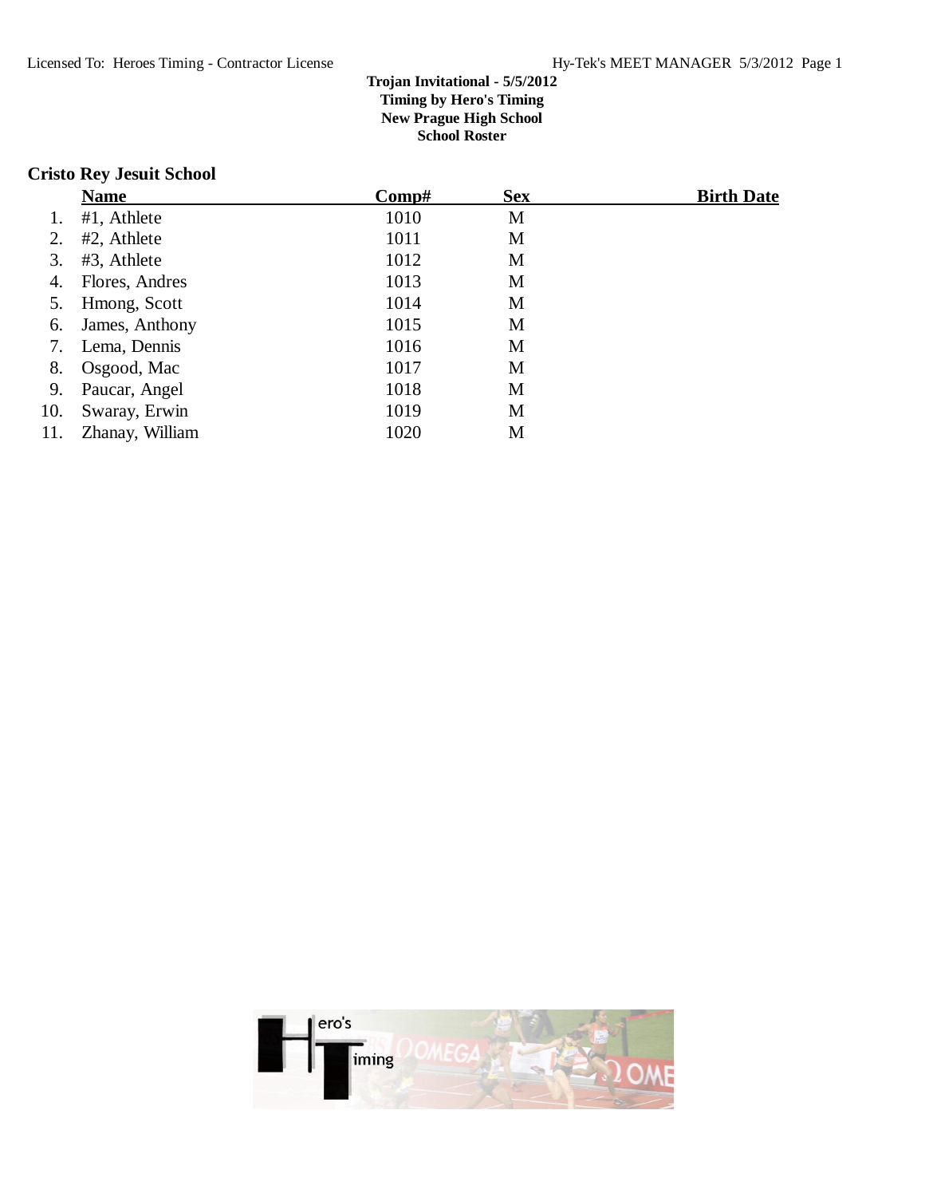Trojan Invitational - 5/5/2012
Timing by Hero's Timing
New Prague High School
School Roster

## Cristo Rey Jesuit School

| | Name | Comp# | Sex | Birth Date |
|---|---|---|---|---|
| 1. | #1, Athlete | 1010 | M | |
| 2. | #2, Athlete | 1011 | M | |
| 3. | #3, Athlete | 1012 | M | |
| 4. | Flores, Andres | 1013 | M | |
| 5. | Hmong, Scott | 1014 | M | |
| 6. | James, Anthony | 1015 | M | |
| 7. | Lema, Dennis | 1016 | M | |
| 8. | Osgood, Mac | 1017 | M | |
| 9. | Paucar, Angel | 1018 | M | |
| 10. | Swaray, Erwin | 1019 | M | |
| 11. | Zhanay, William | 1020 | M | |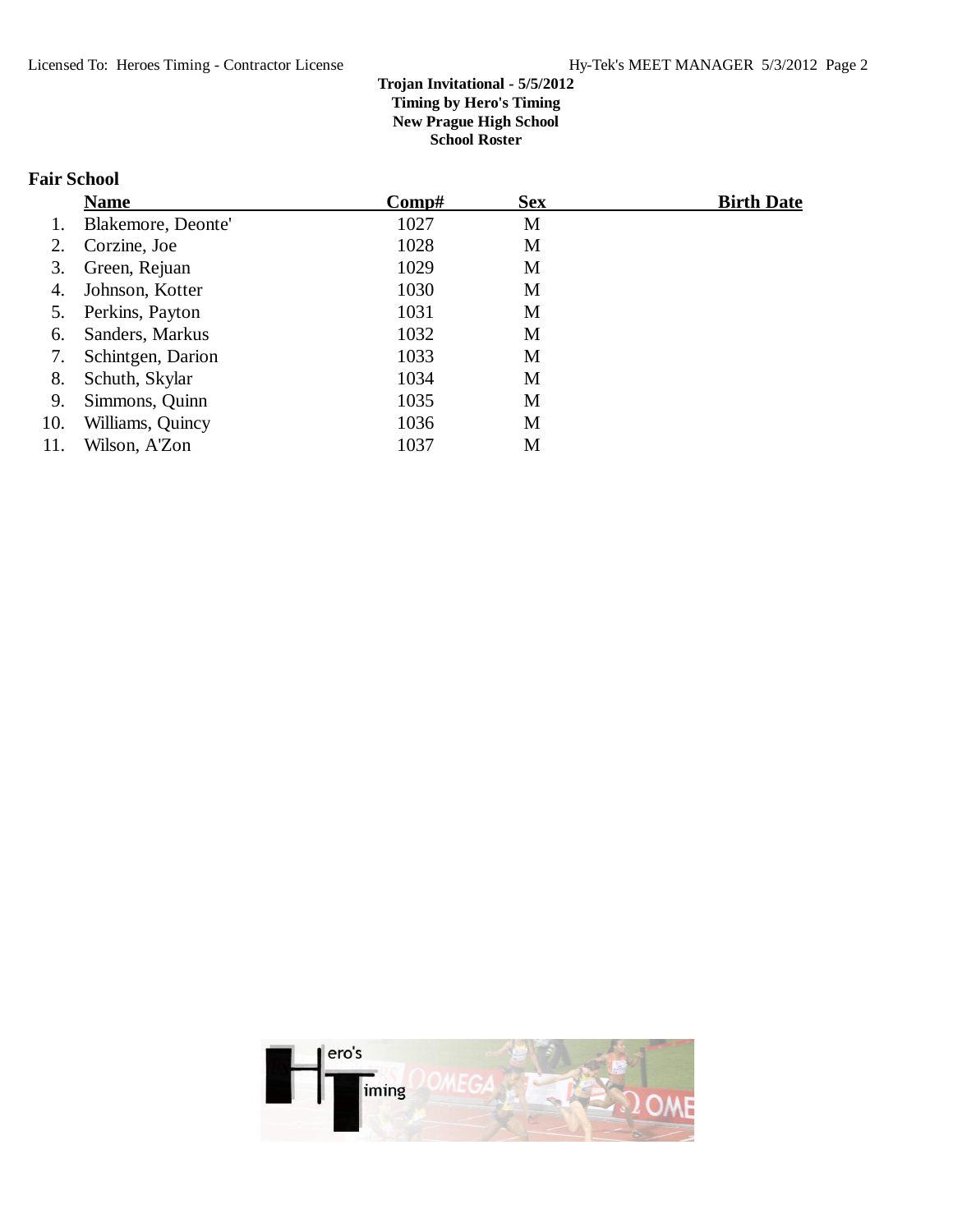**Trojan Invitational - 5/5/2012**
**Timing by Hero's Timing**
**New Prague High School**
**School Roster**

## Fair School

| | Name | Comp# | Sex | Birth Date |
|---|---|---|---|---|
| 1. | Blakemore, Deonte' | 1027 | M | |
| 2. | Corzine, Joe | 1028 | M | |
| 3. | Green, Rejuan | 1029 | M | |
| 4. | Johnson, Kotter | 1030 | M | |
| 5. | Perkins, Payton | 1031 | M | |
| 6. | Sanders, Markus | 1032 | M | |
| 7. | Schintgen, Darion | 1033 | M | |
| 8. | Schuth, Skylar | 1034 | M | |
| 9. | Simmons, Quinn | 1035 | M | |
| 10. | Williams, Quincy | 1036 | M | |
| 11. | Wilson, A'Zon | 1037 | M | |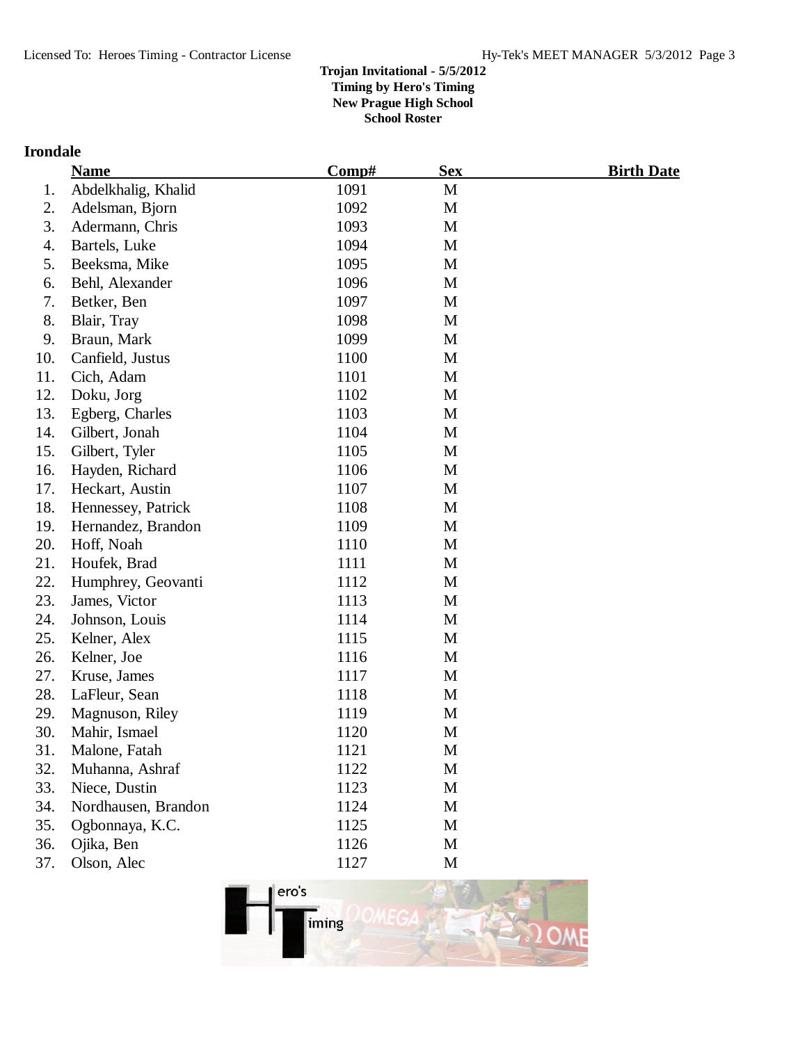**Trojan Invitational - 5/5/2012**
**Timing by Hero's Timing**
**New Prague High School**
**School Roster**

## Irondale

| | Name | Comp# | Sex | Birth Date |
|---|---|---|---|---|
| 1. | Abdelkhalig, Khalid | 1091 | M | |
| 2. | Adelsman, Bjorn | 1092 | M | |
| 3. | Adermann, Chris | 1093 | M | |
| 4. | Bartels, Luke | 1094 | M | |
| 5. | Beeksma, Mike | 1095 | M | |
| 6. | Behl, Alexander | 1096 | M | |
| 7. | Betker, Ben | 1097 | M | |
| 8. | Blair, Tray | 1098 | M | |
| 9. | Braun, Mark | 1099 | M | |
| 10. | Canfield, Justus | 1100 | M | |
| 11. | Cich, Adam | 1101 | M | |
| 12. | Doku, Jorg | 1102 | M | |
| 13. | Egberg, Charles | 1103 | M | |
| 14. | Gilbert, Jonah | 1104 | M | |
| 15. | Gilbert, Tyler | 1105 | M | |
| 16. | Hayden, Richard | 1106 | M | |
| 17. | Heckart, Austin | 1107 | M | |
| 18. | Hennessey, Patrick | 1108 | M | |
| 19. | Hernandez, Brandon | 1109 | M | |
| 20. | Hoff, Noah | 1110 | M | |
| 21. | Houfek, Brad | 1111 | M | |
| 22. | Humphrey, Geovanti | 1112 | M | |
| 23. | James, Victor | 1113 | M | |
| 24. | Johnson, Louis | 1114 | M | |
| 25. | Kelner, Alex | 1115 | M | |
| 26. | Kelner, Joe | 1116 | M | |
| 27. | Kruse, James | 1117 | M | |
| 28. | LaFleur, Sean | 1118 | M | |
| 29. | Magnuson, Riley | 1119 | M | |
| 30. | Mahir, Ismael | 1120 | M | |
| 31. | Malone, Fatah | 1121 | M | |
| 32. | Muhanna, Ashraf | 1122 | M | |
| 33. | Niece, Dustin | 1123 | M | |
| 34. | Nordhausen, Brandon | 1124 | M | |
| 35. | Ogbonnaya, K.C. | 1125 | M | |
| 36. | Ojika, Ben | 1126 | M | |
| 37. | Olson, Alec | 1127 | M | |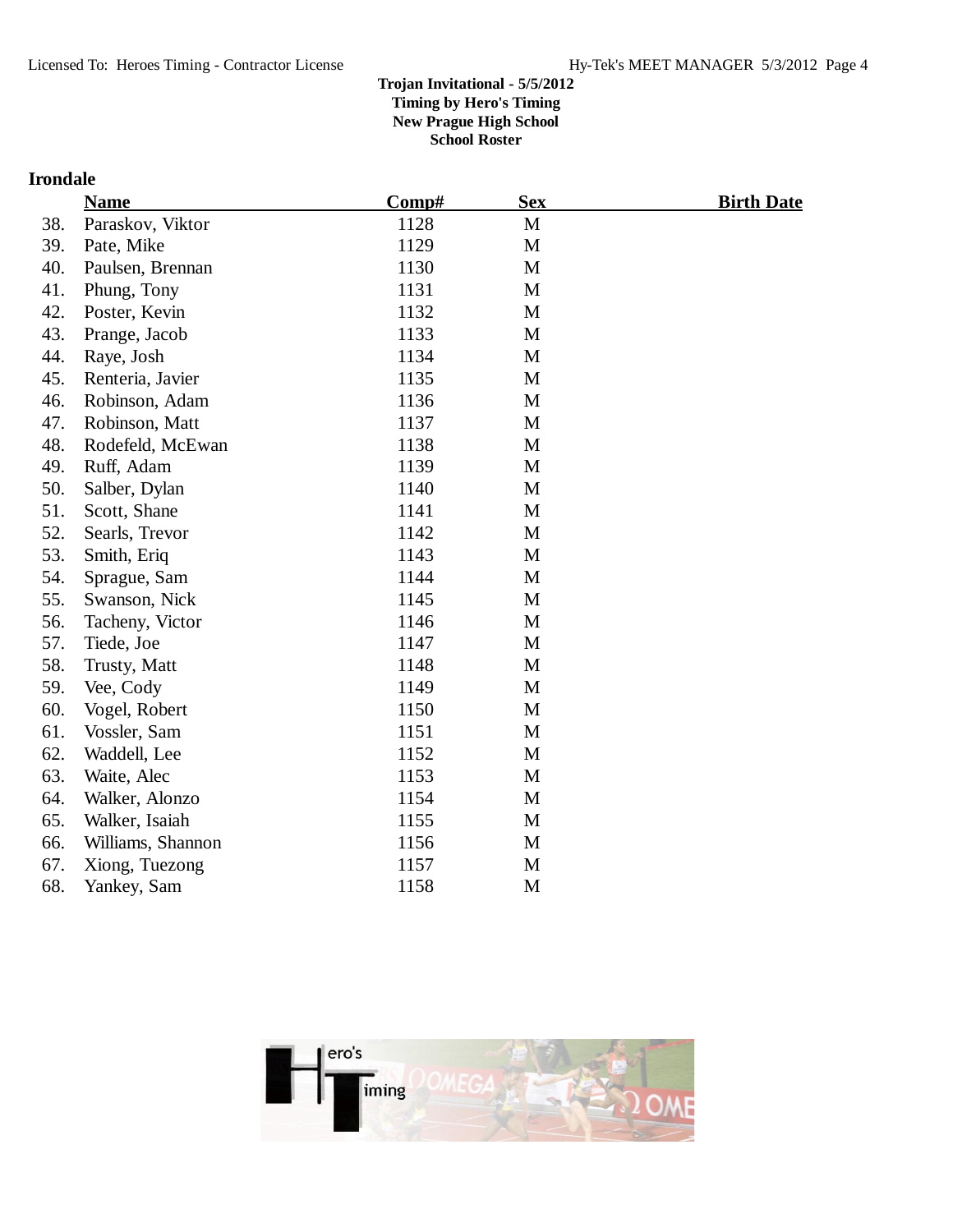**Trojan Invitational - 5/5/2012**
**Timing by Hero's Timing**
**New Prague High School**
**School Roster**

## Irondale

| | Name | Comp# | Sex | Birth Date |
|---|---|---|---|---|
| 38. | Paraskov, Viktor | 1128 | M | |
| 39. | Pate, Mike | 1129 | M | |
| 40. | Paulsen, Brennan | 1130 | M | |
| 41. | Phung, Tony | 1131 | M | |
| 42. | Poster, Kevin | 1132 | M | |
| 43. | Prange, Jacob | 1133 | M | |
| 44. | Raye, Josh | 1134 | M | |
| 45. | Renteria, Javier | 1135 | M | |
| 46. | Robinson, Adam | 1136 | M | |
| 47. | Robinson, Matt | 1137 | M | |
| 48. | Rodefeld, McEwan | 1138 | M | |
| 49. | Ruff, Adam | 1139 | M | |
| 50. | Salber, Dylan | 1140 | M | |
| 51. | Scott, Shane | 1141 | M | |
| 52. | Searls, Trevor | 1142 | M | |
| 53. | Smith, Eriq | 1143 | M | |
| 54. | Sprague, Sam | 1144 | M | |
| 55. | Swanson, Nick | 1145 | M | |
| 56. | Tacheny, Victor | 1146 | M | |
| 57. | Tiede, Joe | 1147 | M | |
| 58. | Trusty, Matt | 1148 | M | |
| 59. | Vee, Cody | 1149 | M | |
| 60. | Vogel, Robert | 1150 | M | |
| 61. | Vossler, Sam | 1151 | M | |
| 62. | Waddell, Lee | 1152 | M | |
| 63. | Waite, Alec | 1153 | M | |
| 64. | Walker, Alonzo | 1154 | M | |
| 65. | Walker, Isaiah | 1155 | M | |
| 66. | Williams, Shannon | 1156 | M | |
| 67. | Xiong, Tuezong | 1157 | M | |
| 68. | Yankey, Sam | 1158 | M | |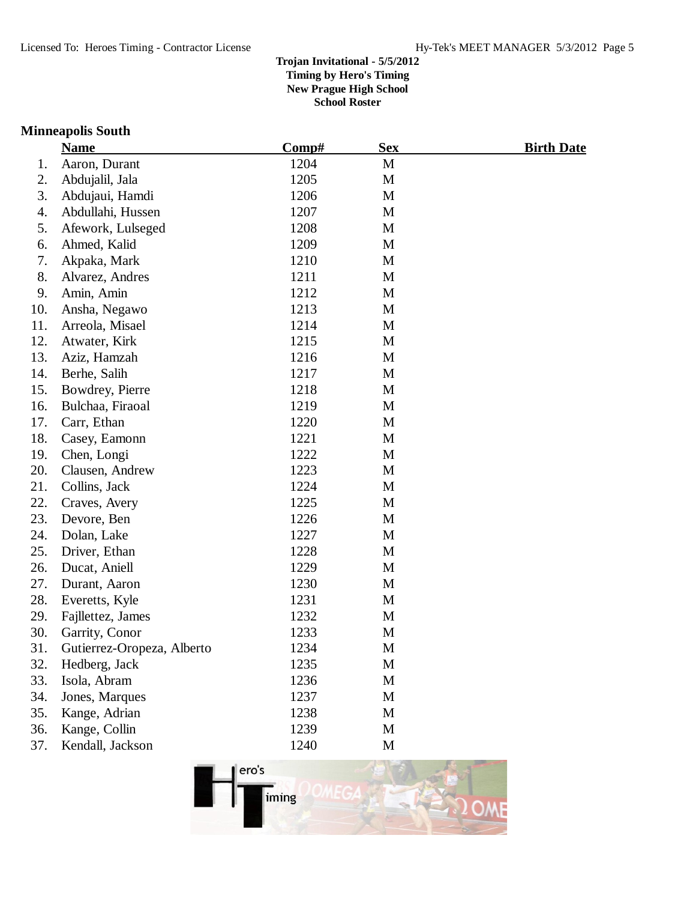**Trojan Invitational - 5/5/2012**
**Timing by Hero's Timing**
**New Prague High School**
**School Roster**

## Minneapolis South

| | Name | Comp# | Sex | Birth Date |
|---|---|---|---|---|
| 1. | Aaron, Durant | 1204 | M | |
| 2. | Abdujalil, Jala | 1205 | M | |
| 3. | Abdujaui, Hamdi | 1206 | M | |
| 4. | Abdullahi, Hussen | 1207 | M | |
| 5. | Afework, Lulseged | 1208 | M | |
| 6. | Ahmed, Kalid | 1209 | M | |
| 7. | Akpaka, Mark | 1210 | M | |
| 8. | Alvarez, Andres | 1211 | M | |
| 9. | Amin, Amin | 1212 | M | |
| 10. | Ansha, Negawo | 1213 | M | |
| 11. | Arreola, Misael | 1214 | M | |
| 12. | Atwater, Kirk | 1215 | M | |
| 13. | Aziz, Hamzah | 1216 | M | |
| 14. | Berhe, Salih | 1217 | M | |
| 15. | Bowdrey, Pierre | 1218 | M | |
| 16. | Bulchaa, Firaoal | 1219 | M | |
| 17. | Carr, Ethan | 1220 | M | |
| 18. | Casey, Eamonn | 1221 | M | |
| 19. | Chen, Longi | 1222 | M | |
| 20. | Clausen, Andrew | 1223 | M | |
| 21. | Collins, Jack | 1224 | M | |
| 22. | Craves, Avery | 1225 | M | |
| 23. | Devore, Ben | 1226 | M | |
| 24. | Dolan, Lake | 1227 | M | |
| 25. | Driver, Ethan | 1228 | M | |
| 26. | Ducat, Aniell | 1229 | M | |
| 27. | Durant, Aaron | 1230 | M | |
| 28. | Everetts, Kyle | 1231 | M | |
| 29. | Fajllettez, James | 1232 | M | |
| 30. | Garrity, Conor | 1233 | M | |
| 31. | Gutierrez-Oropeza, Alberto | 1234 | M | |
| 32. | Hedberg, Jack | 1235 | M | |
| 33. | Isola, Abram | 1236 | M | |
| 34. | Jones, Marques | 1237 | M | |
| 35. | Kange, Adrian | 1238 | M | |
| 36. | Kange, Collin | 1239 | M | |
| 37. | Kendall, Jackson | 1240 | M | |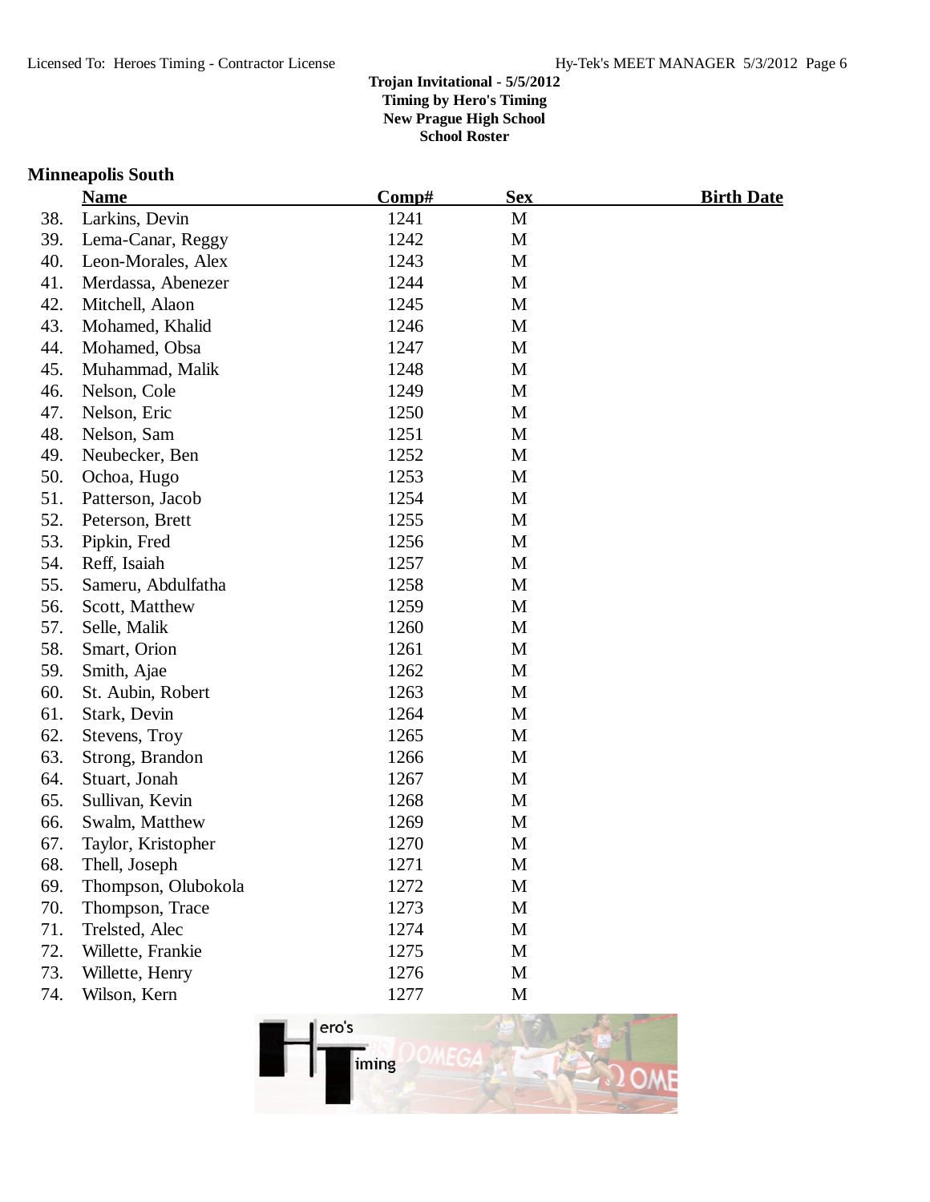**Trojan Invitational - 5/5/2012**
**Timing by Hero's Timing**
**New Prague High School**
**School Roster**

## Minneapolis South

| | Name | Comp# | Sex | Birth Date |
|---|---|---|---|---|
| 38. | Larkins, Devin | 1241 | M | |
| 39. | Lema-Canar, Reggy | 1242 | M | |
| 40. | Leon-Morales, Alex | 1243 | M | |
| 41. | Merdassa, Abenezer | 1244 | M | |
| 42. | Mitchell, Alaon | 1245 | M | |
| 43. | Mohamed, Khalid | 1246 | M | |
| 44. | Mohamed, Obsa | 1247 | M | |
| 45. | Muhammad, Malik | 1248 | M | |
| 46. | Nelson, Cole | 1249 | M | |
| 47. | Nelson, Eric | 1250 | M | |
| 48. | Nelson, Sam | 1251 | M | |
| 49. | Neubecker, Ben | 1252 | M | |
| 50. | Ochoa, Hugo | 1253 | M | |
| 51. | Patterson, Jacob | 1254 | M | |
| 52. | Peterson, Brett | 1255 | M | |
| 53. | Pipkin, Fred | 1256 | M | |
| 54. | Reff, Isaiah | 1257 | M | |
| 55. | Sameru, Abdulfatha | 1258 | M | |
| 56. | Scott, Matthew | 1259 | M | |
| 57. | Selle, Malik | 1260 | M | |
| 58. | Smart, Orion | 1261 | M | |
| 59. | Smith, Ajae | 1262 | M | |
| 60. | St. Aubin, Robert | 1263 | M | |
| 61. | Stark, Devin | 1264 | M | |
| 62. | Stevens, Troy | 1265 | M | |
| 63. | Strong, Brandon | 1266 | M | |
| 64. | Stuart, Jonah | 1267 | M | |
| 65. | Sullivan, Kevin | 1268 | M | |
| 66. | Swalm, Matthew | 1269 | M | |
| 67. | Taylor, Kristopher | 1270 | M | |
| 68. | Thell, Joseph | 1271 | M | |
| 69. | Thompson, Olubokola | 1272 | M | |
| 70. | Thompson, Trace | 1273 | M | |
| 71. | Trelsted, Alec | 1274 | M | |
| 72. | Willette, Frankie | 1275 | M | |
| 73. | Willette, Henry | 1276 | M | |
| 74. | Wilson, Kern | 1277 | M | |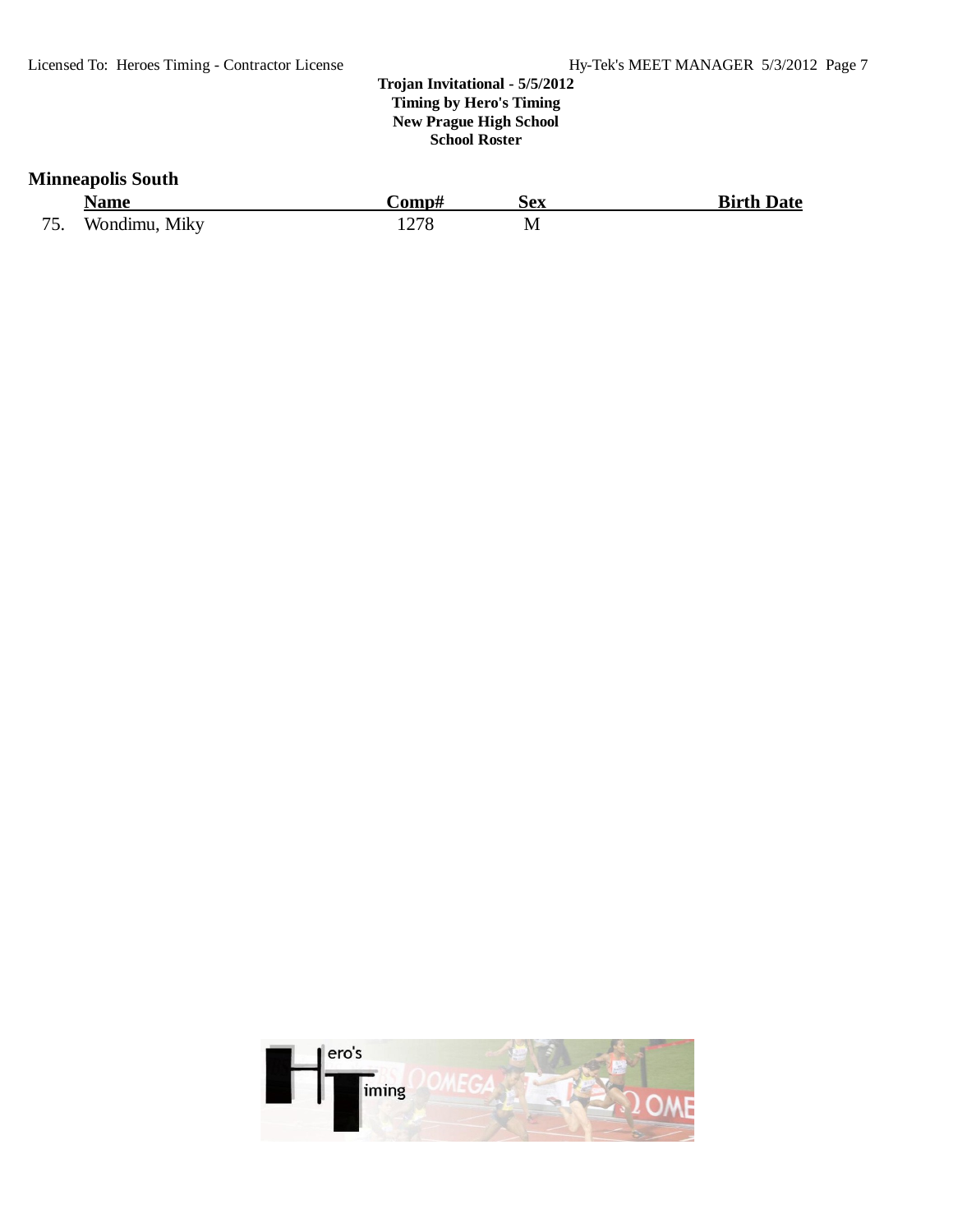**Trojan Invitational - 5/5/2012**
**Timing by Hero's Timing**
**New Prague High School**
**School Roster**

## Minneapolis South

| | Name | Comp# | Sex | Birth Date |
|---|---|---|---|---|
| 75. | Wondimu, Miky | 1278 | M | |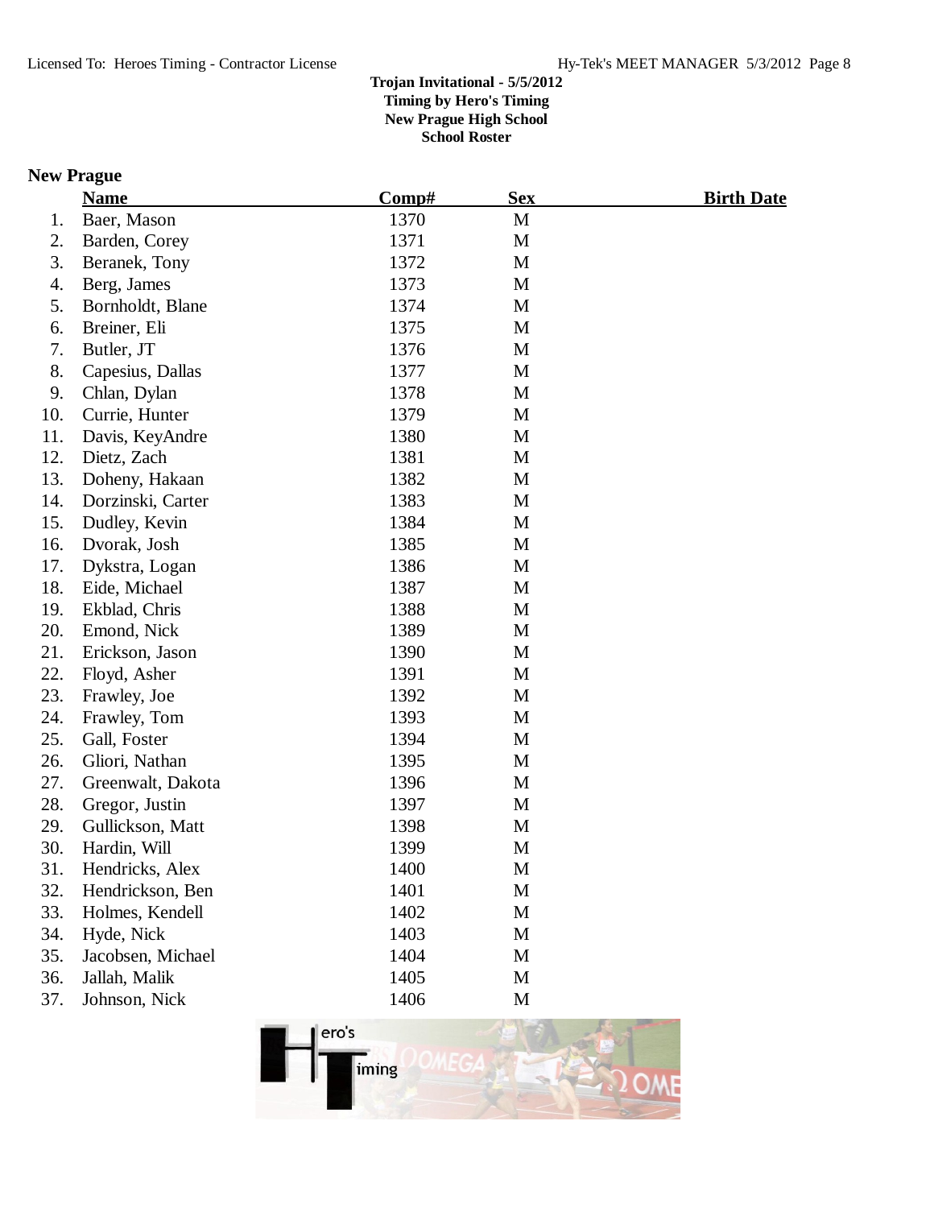**Trojan Invitational - 5/5/2012**
**Timing by Hero's Timing**
**New Prague High School**
**School Roster**

## New Prague

| | Name | Comp# | Sex | Birth Date |
|---|---|---|---|---|
| 1. | Baer, Mason | 1370 | M | |
| 2. | Barden, Corey | 1371 | M | |
| 3. | Beranek, Tony | 1372 | M | |
| 4. | Berg, James | 1373 | M | |
| 5. | Bornholdt, Blane | 1374 | M | |
| 6. | Breiner, Eli | 1375 | M | |
| 7. | Butler, JT | 1376 | M | |
| 8. | Capesius, Dallas | 1377 | M | |
| 9. | Chlan, Dylan | 1378 | M | |
| 10. | Currie, Hunter | 1379 | M | |
| 11. | Davis, KeyAndre | 1380 | M | |
| 12. | Dietz, Zach | 1381 | M | |
| 13. | Doheny, Hakaan | 1382 | M | |
| 14. | Dorzinski, Carter | 1383 | M | |
| 15. | Dudley, Kevin | 1384 | M | |
| 16. | Dvorak, Josh | 1385 | M | |
| 17. | Dykstra, Logan | 1386 | M | |
| 18. | Eide, Michael | 1387 | M | |
| 19. | Ekblad, Chris | 1388 | M | |
| 20. | Emond, Nick | 1389 | M | |
| 21. | Erickson, Jason | 1390 | M | |
| 22. | Floyd, Asher | 1391 | M | |
| 23. | Frawley, Joe | 1392 | M | |
| 24. | Frawley, Tom | 1393 | M | |
| 25. | Gall, Foster | 1394 | M | |
| 26. | Gliori, Nathan | 1395 | M | |
| 27. | Greenwalt, Dakota | 1396 | M | |
| 28. | Gregor, Justin | 1397 | M | |
| 29. | Gullickson, Matt | 1398 | M | |
| 30. | Hardin, Will | 1399 | M | |
| 31. | Hendricks, Alex | 1400 | M | |
| 32. | Hendrickson, Ben | 1401 | M | |
| 33. | Holmes, Kendell | 1402 | M | |
| 34. | Hyde, Nick | 1403 | M | |
| 35. | Jacobsen, Michael | 1404 | M | |
| 36. | Jallah, Malik | 1405 | M | |
| 37. | Johnson, Nick | 1406 | M | |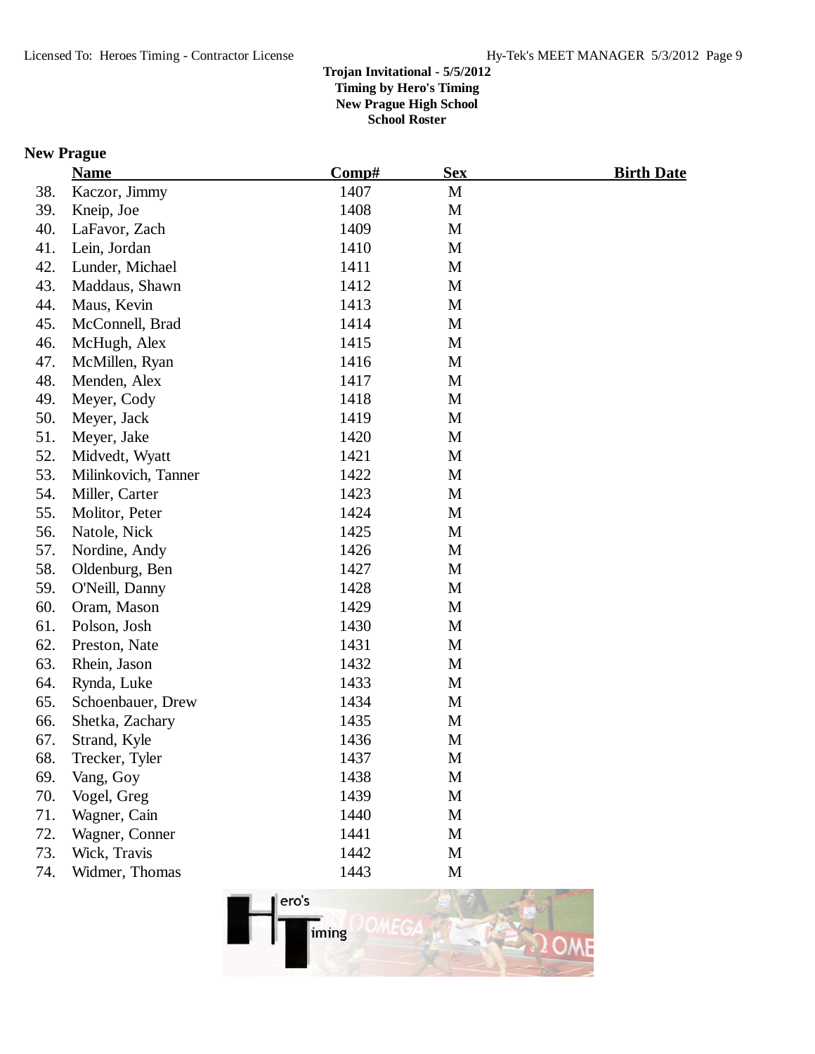**Trojan Invitational - 5/5/2012**
**Timing by Hero's Timing**
**New Prague High School**
**School Roster**

## New Prague

| | Name | Comp# | Sex | Birth Date |
|---|---|---|---|---|
| 38. | Kaczor, Jimmy | 1407 | M | |
| 39. | Kneip, Joe | 1408 | M | |
| 40. | LaFavor, Zach | 1409 | M | |
| 41. | Lein, Jordan | 1410 | M | |
| 42. | Lunder, Michael | 1411 | M | |
| 43. | Maddaus, Shawn | 1412 | M | |
| 44. | Maus, Kevin | 1413 | M | |
| 45. | McConnell, Brad | 1414 | M | |
| 46. | McHugh, Alex | 1415 | M | |
| 47. | McMillen, Ryan | 1416 | M | |
| 48. | Menden, Alex | 1417 | M | |
| 49. | Meyer, Cody | 1418 | M | |
| 50. | Meyer, Jack | 1419 | M | |
| 51. | Meyer, Jake | 1420 | M | |
| 52. | Midvedt, Wyatt | 1421 | M | |
| 53. | Milinkovich, Tanner | 1422 | M | |
| 54. | Miller, Carter | 1423 | M | |
| 55. | Molitor, Peter | 1424 | M | |
| 56. | Natole, Nick | 1425 | M | |
| 57. | Nordine, Andy | 1426 | M | |
| 58. | Oldenburg, Ben | 1427 | M | |
| 59. | O'Neill, Danny | 1428 | M | |
| 60. | Oram, Mason | 1429 | M | |
| 61. | Polson, Josh | 1430 | M | |
| 62. | Preston, Nate | 1431 | M | |
| 63. | Rhein, Jason | 1432 | M | |
| 64. | Rynda, Luke | 1433 | M | |
| 65. | Schoenbauer, Drew | 1434 | M | |
| 66. | Shetka, Zachary | 1435 | M | |
| 67. | Strand, Kyle | 1436 | M | |
| 68. | Trecker, Tyler | 1437 | M | |
| 69. | Vang, Goy | 1438 | M | |
| 70. | Vogel, Greg | 1439 | M | |
| 71. | Wagner, Cain | 1440 | M | |
| 72. | Wagner, Conner | 1441 | M | |
| 73. | Wick, Travis | 1442 | M | |
| 74. | Widmer, Thomas | 1443 | M | |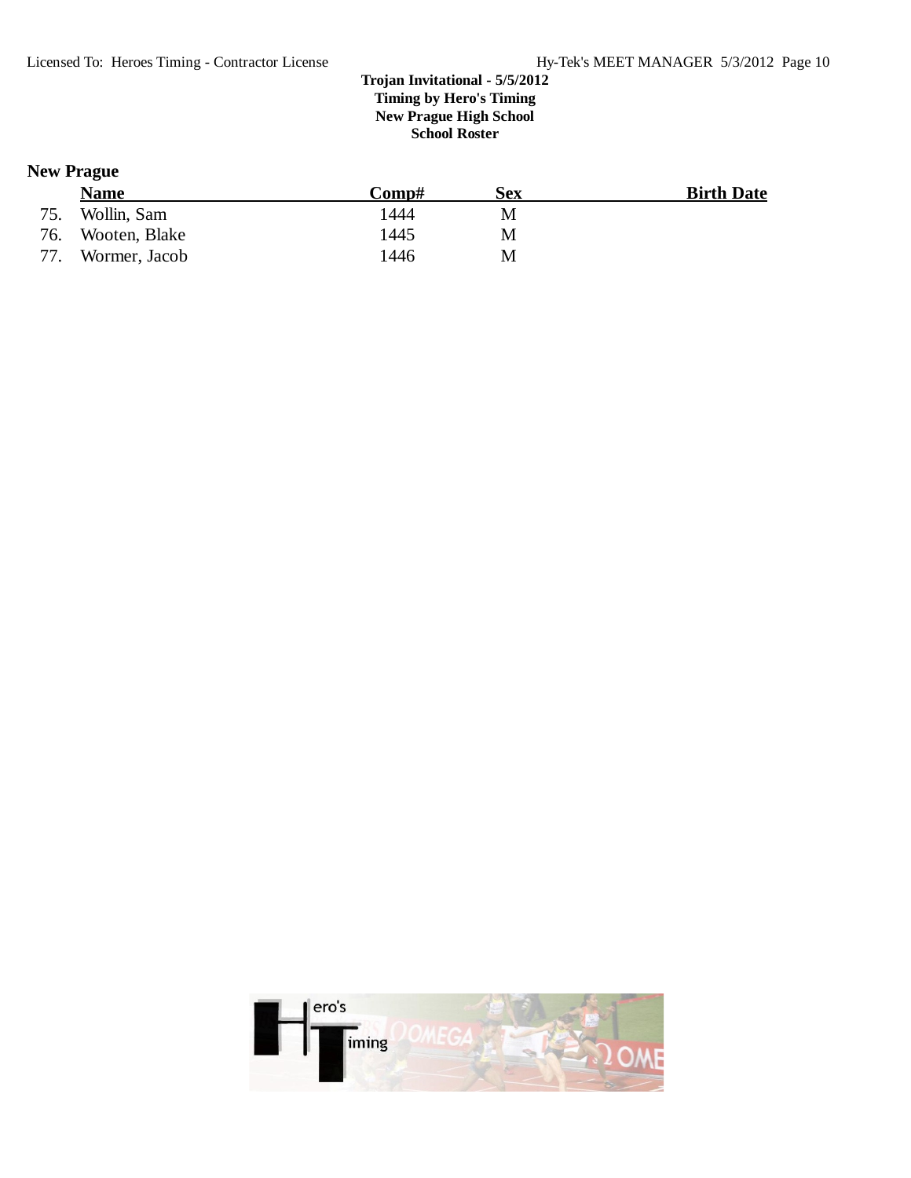## Trojan Invitational - 5/5/2012

**Timing by Hero's Timing**
**New Prague High School**
**School Roster**

### New Prague

| | Name | Comp# | Sex | Birth Date |
|---|---|---|---|---|
| 75. | Wollin, Sam | 1444 | M | |
| 76. | Wooten, Blake | 1445 | M | |
| 77. | Wormer, Jacob | 1446 | M | |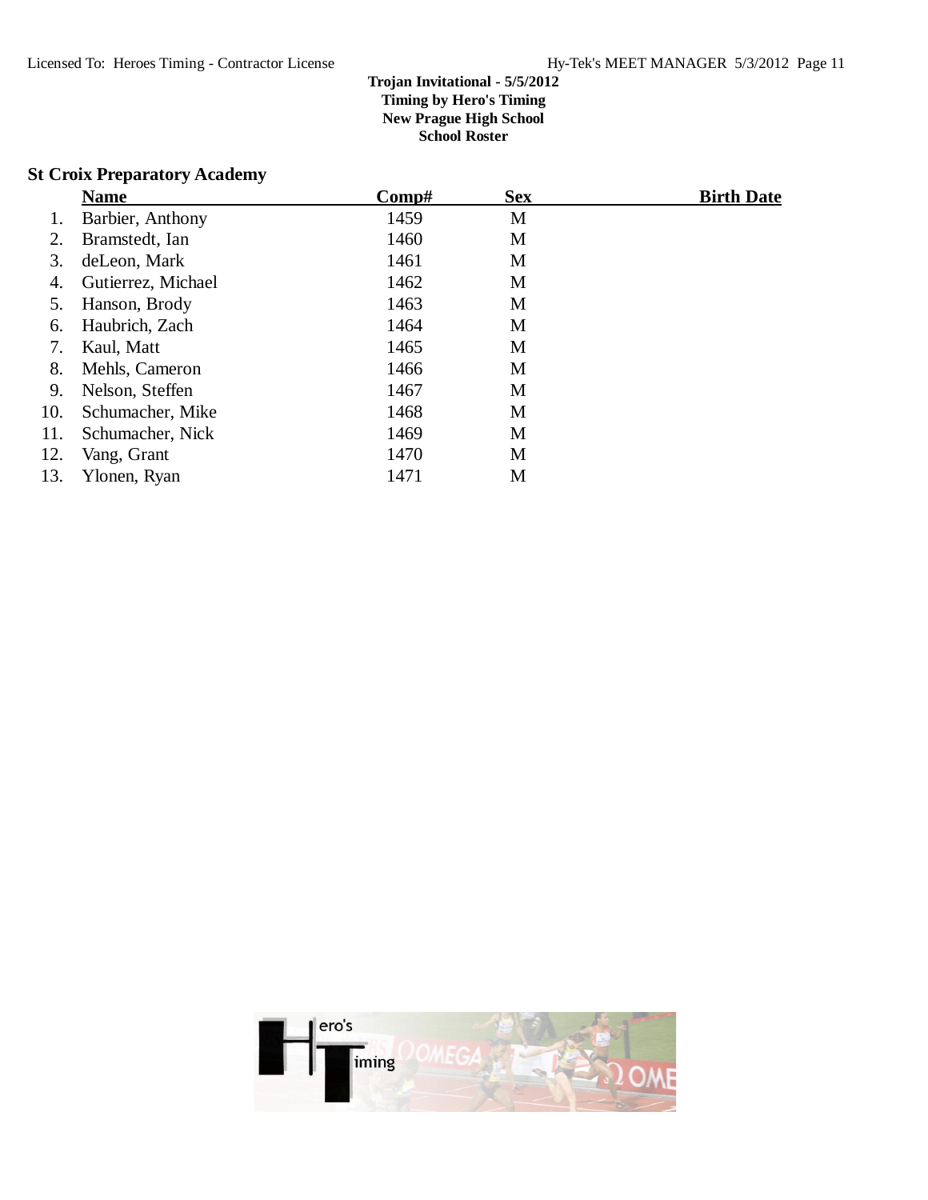**Trojan Invitational - 5/5/2012**
**Timing by Hero's Timing**
**New Prague High School**
**School Roster**

## St Croix Preparatory Academy

| | Name | Comp# | Sex | Birth Date |
|---|---|---|---|---|
| 1. | Barbier, Anthony | 1459 | M | |
| 2. | Bramstedt, Ian | 1460 | M | |
| 3. | deLeon, Mark | 1461 | M | |
| 4. | Gutierrez, Michael | 1462 | M | |
| 5. | Hanson, Brody | 1463 | M | |
| 6. | Haubrich, Zach | 1464 | M | |
| 7. | Kaul, Matt | 1465 | M | |
| 8. | Mehls, Cameron | 1466 | M | |
| 9. | Nelson, Steffen | 1467 | M | |
| 10. | Schumacher, Mike | 1468 | M | |
| 11. | Schumacher, Nick | 1469 | M | |
| 12. | Vang, Grant | 1470 | M | |
| 13. | Ylonen, Ryan | 1471 | M | |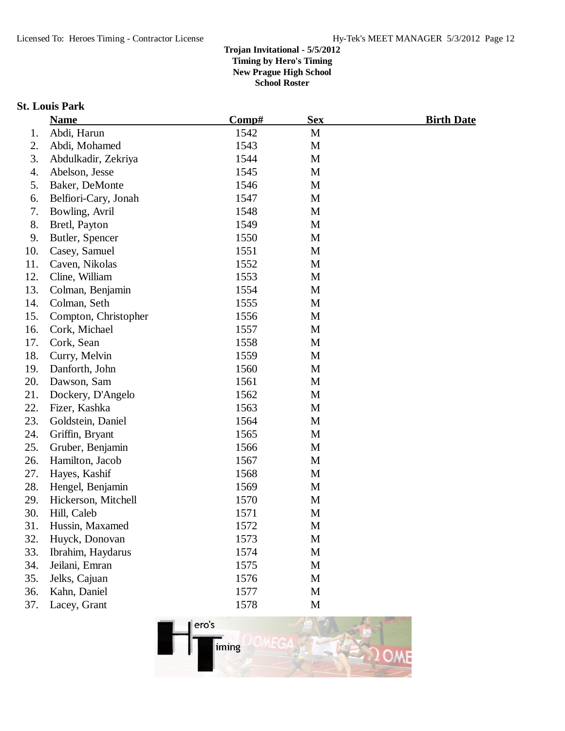**Trojan Invitational - 5/5/2012**
**Timing by Hero's Timing**
**New Prague High School**
**School Roster**

## St. Louis Park

| | Name | Comp# | Sex | Birth Date |
|---|---|---|---|---|
| 1. | Abdi, Harun | 1542 | M | |
| 2. | Abdi, Mohamed | 1543 | M | |
| 3. | Abdulkadir, Zekriya | 1544 | M | |
| 4. | Abelson, Jesse | 1545 | M | |
| 5. | Baker, DeMonte | 1546 | M | |
| 6. | Belfiori-Cary, Jonah | 1547 | M | |
| 7. | Bowling, Avril | 1548 | M | |
| 8. | Bretl, Payton | 1549 | M | |
| 9. | Butler, Spencer | 1550 | M | |
| 10. | Casey, Samuel | 1551 | M | |
| 11. | Caven, Nikolas | 1552 | M | |
| 12. | Cline, William | 1553 | M | |
| 13. | Colman, Benjamin | 1554 | M | |
| 14. | Colman, Seth | 1555 | M | |
| 15. | Compton, Christopher | 1556 | M | |
| 16. | Cork, Michael | 1557 | M | |
| 17. | Cork, Sean | 1558 | M | |
| 18. | Curry, Melvin | 1559 | M | |
| 19. | Danforth, John | 1560 | M | |
| 20. | Dawson, Sam | 1561 | M | |
| 21. | Dockery, D'Angelo | 1562 | M | |
| 22. | Fizer, Kashka | 1563 | M | |
| 23. | Goldstein, Daniel | 1564 | M | |
| 24. | Griffin, Bryant | 1565 | M | |
| 25. | Gruber, Benjamin | 1566 | M | |
| 26. | Hamilton, Jacob | 1567 | M | |
| 27. | Hayes, Kashif | 1568 | M | |
| 28. | Hengel, Benjamin | 1569 | M | |
| 29. | Hickerson, Mitchell | 1570 | M | |
| 30. | Hill, Caleb | 1571 | M | |
| 31. | Hussin, Maxamed | 1572 | M | |
| 32. | Huyck, Donovan | 1573 | M | |
| 33. | Ibrahim, Haydarus | 1574 | M | |
| 34. | Jeilani, Emran | 1575 | M | |
| 35. | Jelks, Cajuan | 1576 | M | |
| 36. | Kahn, Daniel | 1577 | M | |
| 37. | Lacey, Grant | 1578 | M | |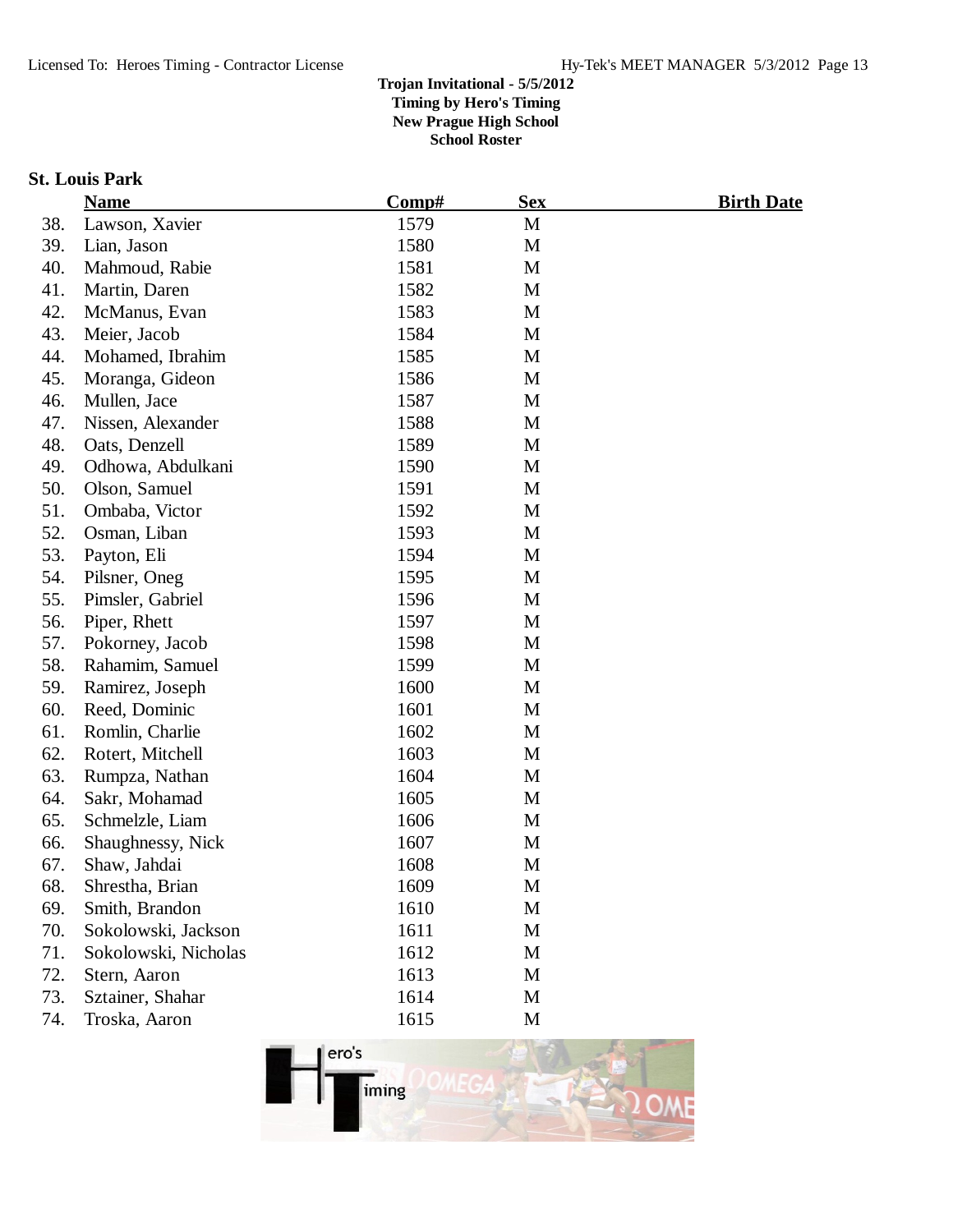**Trojan Invitational - 5/5/2012**
**Timing by Hero's Timing**
**New Prague High School**
**School Roster**

### St. Louis Park

| | Name | Comp# | Sex | Birth Date |
|---|---|---|---|---|
| 38. | Lawson, Xavier | 1579 | M | |
| 39. | Lian, Jason | 1580 | M | |
| 40. | Mahmoud, Rabie | 1581 | M | |
| 41. | Martin, Daren | 1582 | M | |
| 42. | McManus, Evan | 1583 | M | |
| 43. | Meier, Jacob | 1584 | M | |
| 44. | Mohamed, Ibrahim | 1585 | M | |
| 45. | Moranga, Gideon | 1586 | M | |
| 46. | Mullen, Jace | 1587 | M | |
| 47. | Nissen, Alexander | 1588 | M | |
| 48. | Oats, Denzell | 1589 | M | |
| 49. | Odhowa, Abdulkani | 1590 | M | |
| 50. | Olson, Samuel | 1591 | M | |
| 51. | Ombaba, Victor | 1592 | M | |
| 52. | Osman, Liban | 1593 | M | |
| 53. | Payton, Eli | 1594 | M | |
| 54. | Pilsner, Oneg | 1595 | M | |
| 55. | Pimsler, Gabriel | 1596 | M | |
| 56. | Piper, Rhett | 1597 | M | |
| 57. | Pokorney, Jacob | 1598 | M | |
| 58. | Rahamim, Samuel | 1599 | M | |
| 59. | Ramirez, Joseph | 1600 | M | |
| 60. | Reed, Dominic | 1601 | M | |
| 61. | Romlin, Charlie | 1602 | M | |
| 62. | Rotert, Mitchell | 1603 | M | |
| 63. | Rumpza, Nathan | 1604 | M | |
| 64. | Sakr, Mohamad | 1605 | M | |
| 65. | Schmelzle, Liam | 1606 | M | |
| 66. | Shaughnessy, Nick | 1607 | M | |
| 67. | Shaw, Jahdai | 1608 | M | |
| 68. | Shrestha, Brian | 1609 | M | |
| 69. | Smith, Brandon | 1610 | M | |
| 70. | Sokolowski, Jackson | 1611 | M | |
| 71. | Sokolowski, Nicholas | 1612 | M | |
| 72. | Stern, Aaron | 1613 | M | |
| 73. | Sztainer, Shahar | 1614 | M | |
| 74. | Troska, Aaron | 1615 | M | |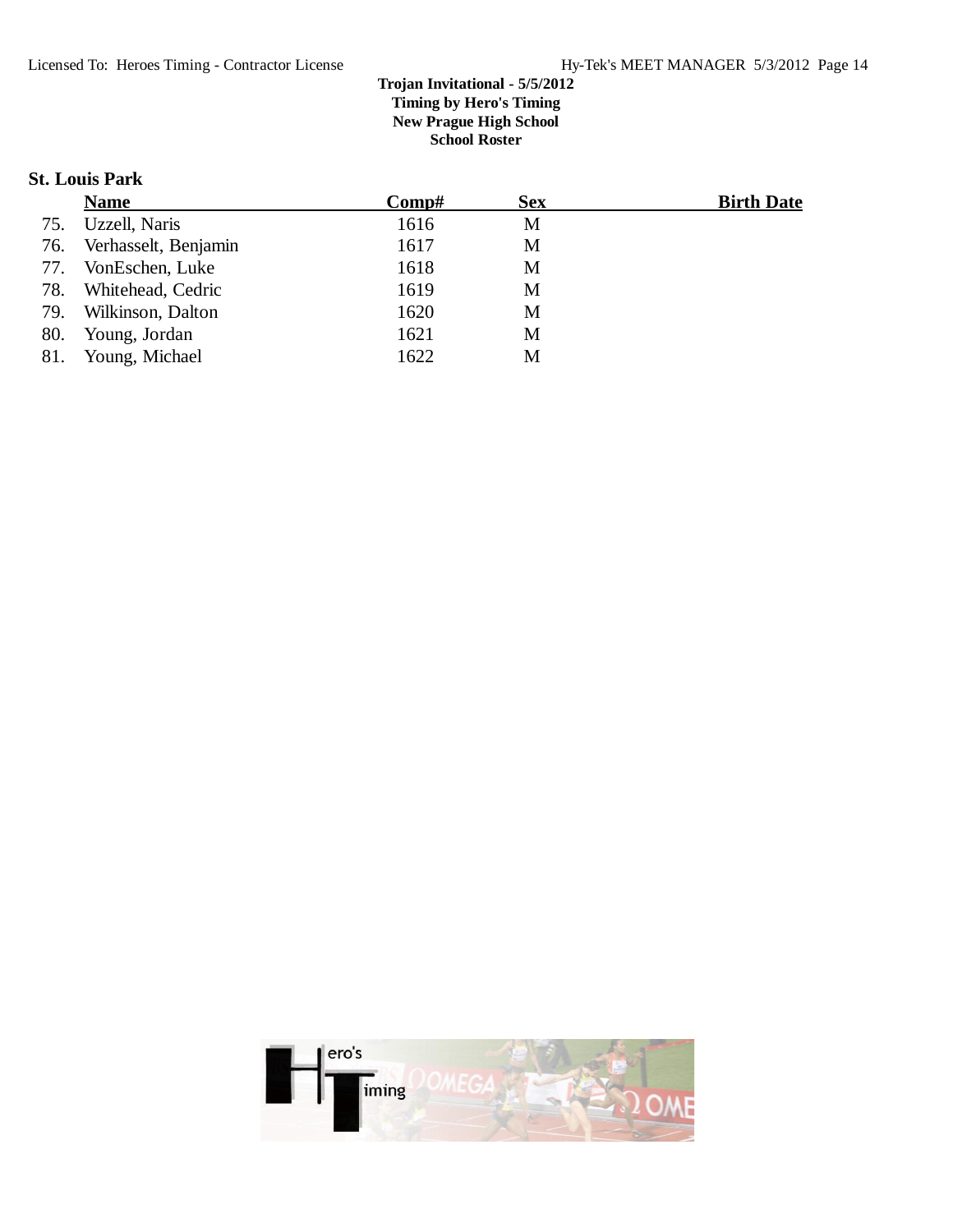**Trojan Invitational - 5/5/2012**
**Timing by Hero's Timing**
**New Prague High School**
**School Roster**

### St. Louis Park

| | Name | Comp# | Sex | Birth Date |
|---|---|---|---|---|
| 75. | Uzzell, Naris | 1616 | M | |
| 76. | Verhasselt, Benjamin | 1617 | M | |
| 77. | VonEschen, Luke | 1618 | M | |
| 78. | Whitehead, Cedric | 1619 | M | |
| 79. | Wilkinson, Dalton | 1620 | M | |
| 80. | Young, Jordan | 1621 | M | |
| 81. | Young, Michael | 1622 | M | |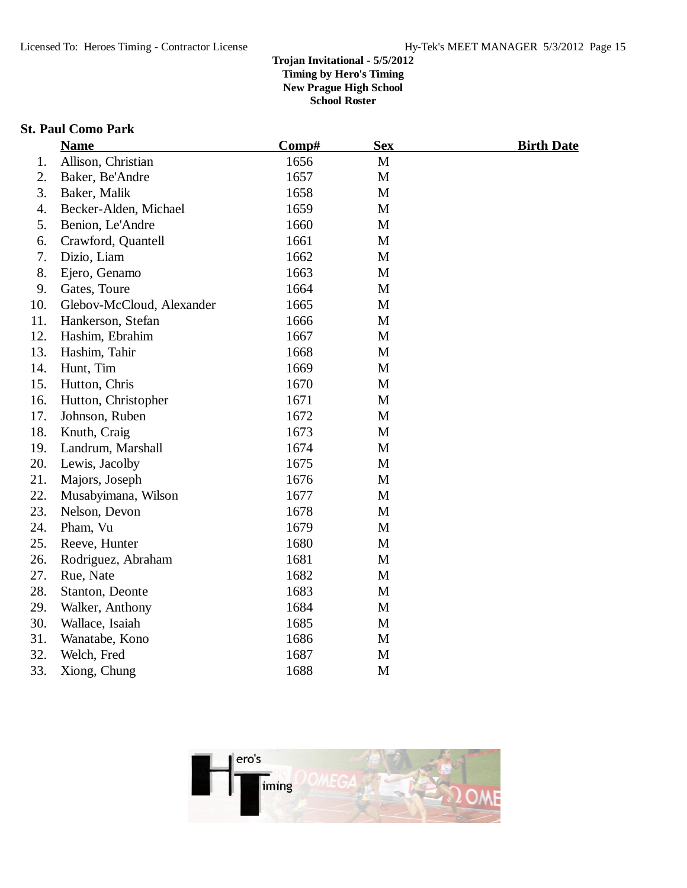Trojan Invitational - 5/5/2012
Timing by Hero's Timing
New Prague High School
School Roster

## St. Paul Como Park

| | Name | Comp# | Sex | Birth Date |
|---|---|---|---|---|
| 1. | Allison, Christian | 1656 | M | |
| 2. | Baker, Be'Andre | 1657 | M | |
| 3. | Baker, Malik | 1658 | M | |
| 4. | Becker-Alden, Michael | 1659 | M | |
| 5. | Benion, Le'Andre | 1660 | M | |
| 6. | Crawford, Quantell | 1661 | M | |
| 7. | Dizio, Liam | 1662 | M | |
| 8. | Ejero, Genamo | 1663 | M | |
| 9. | Gates, Toure | 1664 | M | |
| 10. | Glebov-McCloud, Alexander | 1665 | M | |
| 11. | Hankerson, Stefan | 1666 | M | |
| 12. | Hashim, Ebrahim | 1667 | M | |
| 13. | Hashim, Tahir | 1668 | M | |
| 14. | Hunt, Tim | 1669 | M | |
| 15. | Hutton, Chris | 1670 | M | |
| 16. | Hutton, Christopher | 1671 | M | |
| 17. | Johnson, Ruben | 1672 | M | |
| 18. | Knuth, Craig | 1673 | M | |
| 19. | Landrum, Marshall | 1674 | M | |
| 20. | Lewis, Jacolby | 1675 | M | |
| 21. | Majors, Joseph | 1676 | M | |
| 22. | Musabyimana, Wilson | 1677 | M | |
| 23. | Nelson, Devon | 1678 | M | |
| 24. | Pham, Vu | 1679 | M | |
| 25. | Reeve, Hunter | 1680 | M | |
| 26. | Rodriguez, Abraham | 1681 | M | |
| 27. | Rue, Nate | 1682 | M | |
| 28. | Stanton, Deonte | 1683 | M | |
| 29. | Walker, Anthony | 1684 | M | |
| 30. | Wallace, Isaiah | 1685 | M | |
| 31. | Wanatabe, Kono | 1686 | M | |
| 32. | Welch, Fred | 1687 | M | |
| 33. | Xiong, Chung | 1688 | M | |